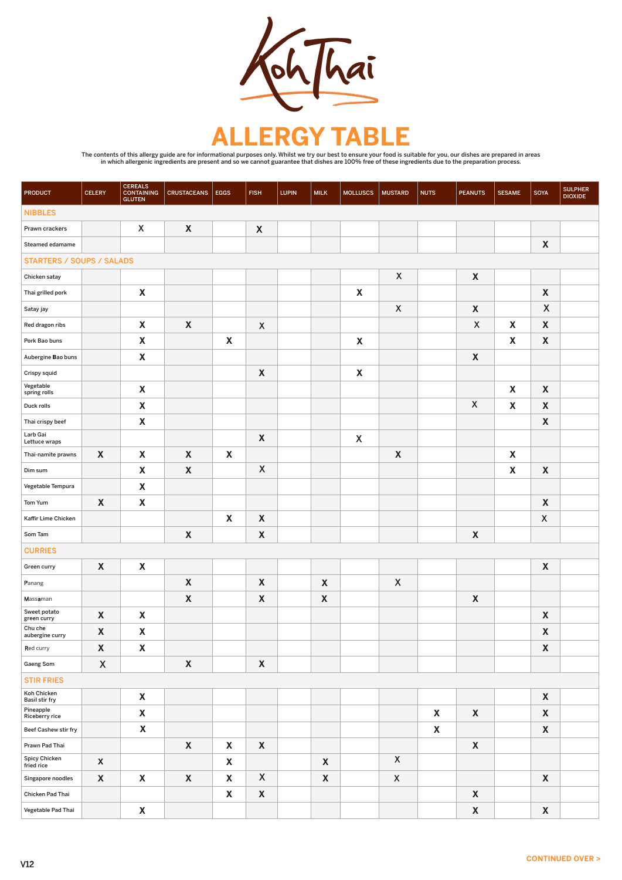# Koh Thai

# ALLERGY TABLE

The contents of this allergy guide are for informational purposes only. Whilst we try our best to ensure your food is suitable for you, our dishes are prepared in areas in which allergenic ingredients are present and so we cannot guarantee that dishes are 100% free of these ingredients due to the preparation process.

| PRODUCT | CELERY | CEREALS CONTAINING GLUTEN | CRUSTACEANS | EGGS | FISH | LUPIN | MILK | MOLLUSCS | MUSTARD | NUTS | PEANUTS | SESAME | SOYA | SULPHER DIOXIDE |
|---|---|---|---|---|---|---|---|---|---|---|---|---|---|---|
| **NIBBLES** | | | | | | | | | | | | | | |
| Prawn crackers | | X | X | | X | | | | | | | | | |
| Steamed edamame | | | | | | | | | | | | | X | |
| **STARTERS / SOUPS / SALADS** | | | | | | | | | | | | | | |
| Chicken satay | | | | | | | | | X | | X | | | |
| Thai grilled pork | | X | | | | | | X | | | | | X | |
| Satay jay | | | | | | | | | X | | X | | X | |
| Red dragon ribs | | X | X | | X | | | | | | X | X | X | |
| Pork Bao buns | | X | | X | | | | X | | | | X | X | |
| Aubergine Bao buns | | X | | | | | | | | | X | | | |
| Crispy squid | | | | | X | | | X | | | | | | |
| Vegetable spring rolls | | X | | | | | | | | | | X | X | |
| Duck rolls | | X | | | | | | | | | X | X | X | |
| Thai crispy beef | | X | | | | | | | | | | | X | |
| Larb Gai Lettuce wraps | | | | | X | | | X | | | | | | |
| Thai-namite prawns | X | X | X | X | | | | | X | | | X | | |
| Dim sum | | X | X | | X | | | | | | | X | X | |
| Vegetable Tempura | | X | | | | | | | | | | | | |
| Tom Yum | X | X | | | | | | | | | | | X | |
| Kaffir Lime Chicken | | | | X | X | | | | | | | | X | |
| Som Tam | | | X | | X | | | | | | X | | | |
| **CURRIES** | | | | | | | | | | | | | | |
| Green curry | X | X | | | | | | | | | | | X | |
| Panang | | | X | | X | | X | | X | | | | | |
| Massaman | | | X | | X | | X | | | | X | | | |
| Sweet potato green curry | X | X | | | | | | | | | | | X | |
| Chu che aubergine curry | X | X | | | | | | | | | | | X | |
| Red curry | X | X | | | | | | | | | | | X | |
| Gaeng Som | X | | X | | X | | | | | | | | | |
| **STIR FRIES** | | | | | | | | | | | | | | |
| Koh Chicken Basil stir fry | | X | | | | | | | | | | | X | |
| Pineapple Riceberry rice | | X | | | | | | | | X | X | | X | |
| Beef Cashew stir fry | | X | | | | | | | | X | | | X | |
| Prawn Pad Thai | | | X | X | X | | | | | | X | | | |
| Spicy Chicken fried rice | X | | | X | | | X | | X | | | | | |
| Singapore noodles | X | X | X | X | X | | X | | X | | | | X | |
| Chicken Pad Thai | | | | X | X | | | | | | X | | | |
| Vegetable Pad Thai | | X | | | | | | | | | X | | X | |

V12

CONTINUED OVER >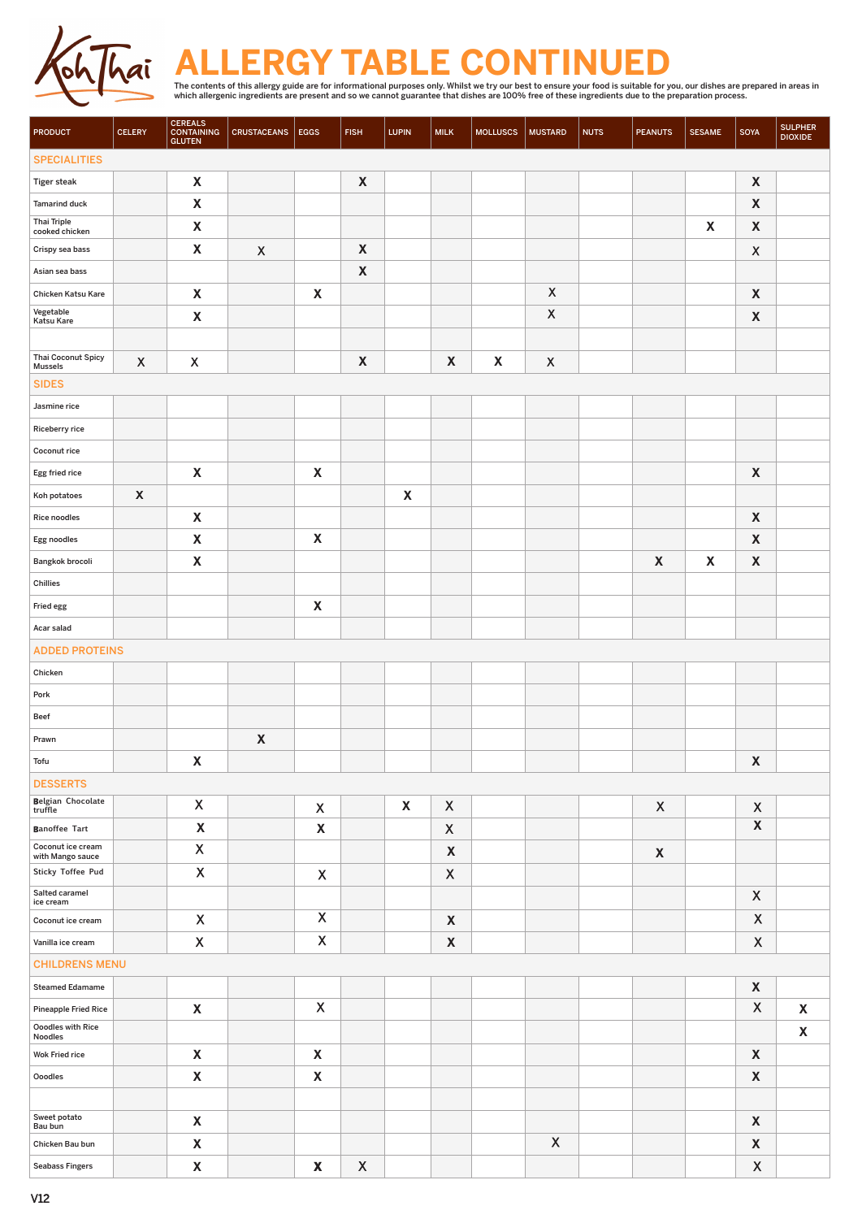# ALLERGY TABLE CONTINUED

The contents of this allergy guide are for informational purposes only. Whilst we try our best to ensure your food is suitable for you, our dishes are prepared in areas in which allergenic ingredients are present and so we cannot guarantee that dishes are 100% free of these ingredients due to the preparation process.

| PRODUCT | CELERY | CEREALS CONTAINING GLUTEN | CRUSTACEANS | EGGS | FISH | LUPIN | MILK | MOLLUSCS | MUSTARD | NUTS | PEANUTS | SESAME | SOYA | SULPHER DIOXIDE |
|---|---|---|---|---|---|---|---|---|---|---|---|---|---|---|
| **SPECIALITIES** | | | | | | | | | | | | | | |
| Tiger steak | | X | | | X | | | | | | | | X | |
| Tamarind duck | | X | | | | | | | | | | | X | |
| Thai Triple cooked chicken | | X | | | | | | | | | | X | X | |
| Crispy sea bass | | X | X | | X | | | | | | | | X | |
| Asian sea bass | | | | | X | | | | | | | | | |
| Chicken Katsu Kare | | X | | X | | | | | X | | | | X | |
| Vegetable Katsu Kare | | X | | | | | | | X | | | | X | |
| | | | | | | | | | | | | | | |
| Thai Coconut Spicy Mussels | X | X | | | X | | X | X | X | | | | | |
| **SIDES** | | | | | | | | | | | | | | |
| Jasmine rice | | | | | | | | | | | | | | |
| Riceberry rice | | | | | | | | | | | | | | |
| Coconut rice | | | | | | | | | | | | | | |
| Egg fried rice | | X | | X | | | | | | | | | X | |
| Koh potatoes | X | | | | | X | | | | | | | | |
| Rice noodles | | X | | | | | | | | | | | X | |
| Egg noodles | | X | | X | | | | | | | | | X | |
| Bangkok brocoli | | X | | | | | | | | | X | X | X | |
| Chillies | | | | | | | | | | | | | | |
| Fried egg | | | | X | | | | | | | | | | |
| Acar salad | | | | | | | | | | | | | | |
| **ADDED PROTEINS** | | | | | | | | | | | | | | |
| Chicken | | | | | | | | | | | | | | |
| Pork | | | | | | | | | | | | | | |
| Beef | | | | | | | | | | | | | | |
| Prawn | | | X | | | | | | | | | | | |
| Tofu | | X | | | | | | | | | | | X | |
| **DESSERTS** | | | | | | | | | | | | | | |
| Belgian Chocolate truffle | | X | | X | | X | X | | | | X | | X | |
| Banoffee Tart | | X | | X | | | X | | | | | | X | |
| Coconut ice cream with Mango sauce | | X | | | | | X | | | | X | | | |
| Sticky Toffee Pud | | X | | X | | | X | | | | | | | |
| Salted caramel ice cream | | | | | | | | | | | | | X | |
| Coconut ice cream | | X | | X | | | X | | | | | | X | |
| Vanilla ice cream | | X | | X | | | X | | | | | | X | |
| **CHILDRENS MENU** | | | | | | | | | | | | | | |
| Steamed Edamame | | | | | | | | | | | | | X | |
| Pineapple Fried Rice | | X | | X | | | | | | | | | X | X |
| Ooodles with Rice Noodles | | | | | | | | | | | | | | X |
| Wok Fried rice | | X | | X | | | | | | | | | X | |
| Ooodles | | X | | X | | | | | | | | | X | |
| | | | | | | | | | | | | | | |
| Sweet potato Bau bun | | X | | | | | | | | | | | X | |
| Chicken Bau bun | | X | | | | | | | X | | | | X | |
| Seabass Fingers | | X | | X | X | | | | | | | | X | |